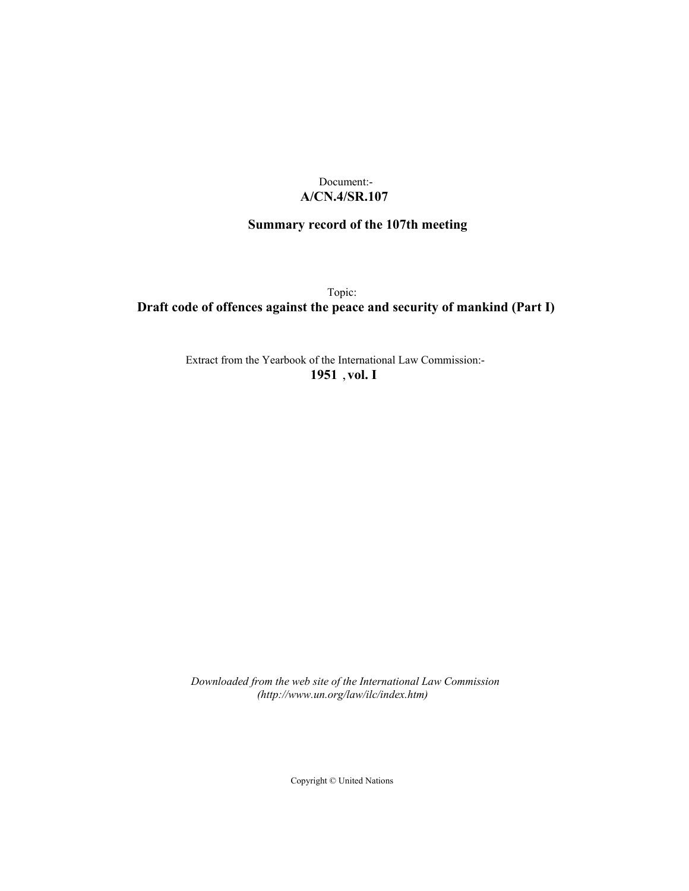Document:-
**A/CN.4/SR.107**

**Summary record of the 107th meeting**

Topic:
**Draft code of offences against the peace and security of mankind (Part I)**

Extract from the Yearbook of the International Law Commission:-
**1951 , vol. I**

*Downloaded from the web site of the International Law Commission (http://www.un.org/law/ilc/index.htm)*

Copyright © United Nations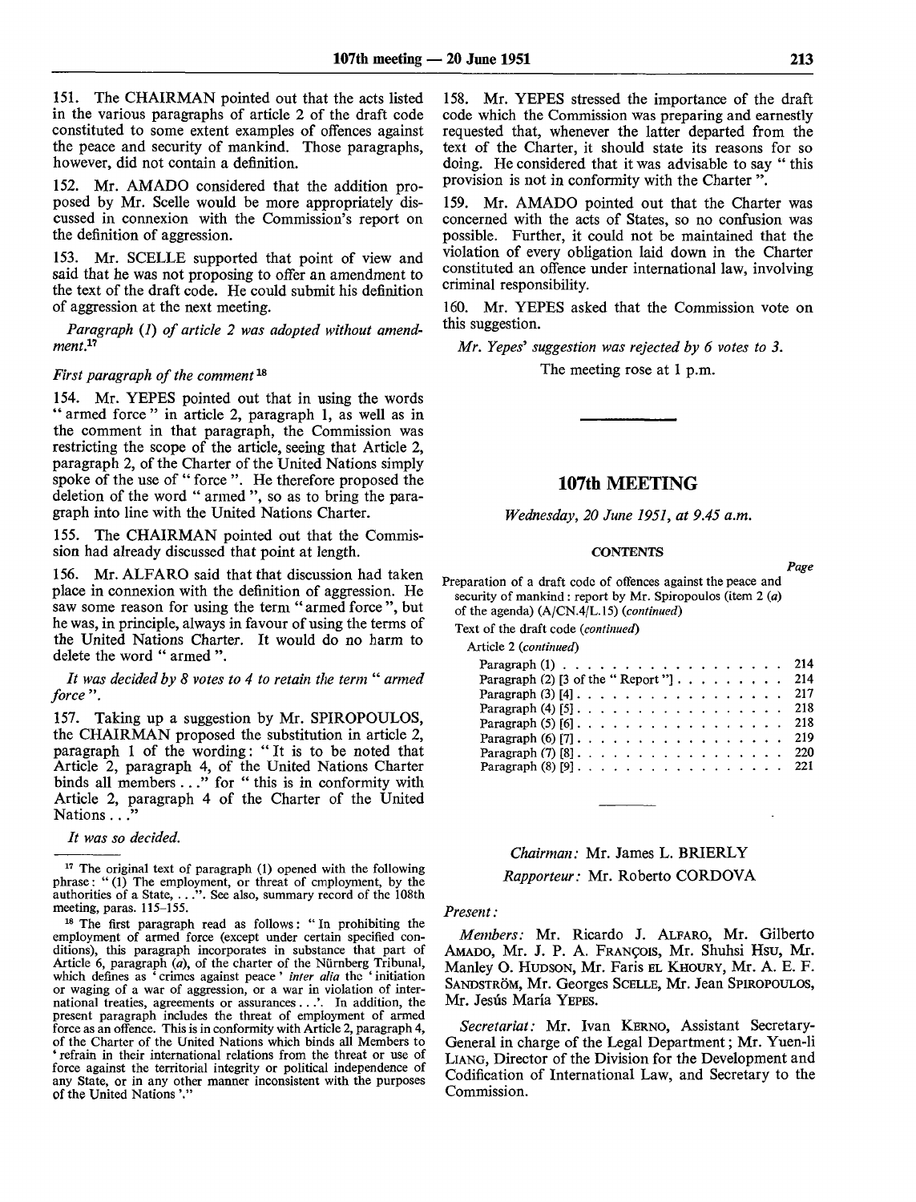151. The CHAIRMAN pointed out that the acts listed in the various paragraphs of article 2 of the draft code constituted to some extent examples of offences against the peace and security of mankind. Those paragraphs, however, did not contain a definition.

152. Mr. AMADO considered that the addition proposed by Mr. Scelle would be more appropriately discussed in connexion with the Commission's report on the definition of aggression.

153. Mr. SCELLE supported that point of view and said that he was not proposing to offer an amendment to the text of the draft code. He could submit his definition of aggression at the next meeting.

*Paragraph (1) of article 2 was adopted without amendment.*[17]

*First paragraph of the comment*[18]

154. Mr. YEPES pointed out that in using the words " armed force " in article 2, paragraph 1, as well as in the comment in that paragraph, the Commission was restricting the scope of the article, seeing that Article 2, paragraph 2, of the Charter of the United Nations simply spoke of the use of " force ". He therefore proposed the deletion of the word " armed ", so as to bring the paragraph into line with the United Nations Charter.

155. The CHAIRMAN pointed out that the Commission had already discussed that point at length.

156. Mr. ALFARO said that that discussion had taken place in connexion with the definition of aggression. He saw some reason for using the term " armed force ", but he was, in principle, always in favour of using the terms of the United Nations Charter. It would do no harm to delete the word " armed ".

*It was decided by 8 votes to 4 to retain the term " armed force ".*

157. Taking up a suggestion by Mr. SPIROPOULOS, the CHAIRMAN proposed the substitution in article 2, paragraph 1 of the wording: " It is to be noted that Article 2, paragraph 4, of the United Nations Charter binds all members . . ." for " this is in conformity with Article 2, paragraph 4 of the Charter of the United Nations . . ."

*It was so decided.*

158. Mr. YEPES stressed the importance of the draft code which the Commission was preparing and earnestly requested that, whenever the latter departed from the text of the Charter, it should state its reasons for so doing. He considered that it was advisable to say " this provision is not in conformity with the Charter ".

159. Mr. AMADO pointed out that the Charter was concerned with the acts of States, so no confusion was possible. Further, it could not be maintained that the violation of every obligation laid down in the Charter constituted an offence under international law, involving criminal responsibility.

160. Mr. YEPES asked that the Commission vote on this suggestion.

*Mr. Yepes' suggestion was rejected by 6 votes to 3.*

The meeting rose at 1 p.m.

[17] The original text of paragraph (1) opened with the following phrase: " (1) The employment, or threat of employment, by the authorities of a State, . . .". See also, summary record of the 108th meeting, paras. 115–155.

[18] The first paragraph read as follows: " In prohibiting the employment of armed force (except under certain specified conditions), this paragraph incorporates in substance that part of Article 6, paragraph (*a*), of the charter of the Nürnberg Tribunal, which defines as ' crimes against peace ' *inter alia* the ' initiation or waging of a war of aggression, or a war in violation of international treaties, agreements or assurances . . .'. In addition, the present paragraph includes the threat of employment of armed force as an offence. This is in conformity with Article 2, paragraph 4, of the Charter of the United Nations which binds all Members to ' refrain in their international relations from the threat or use of force against the territorial integrity or political independence of any State, or in any other manner inconsistent with the purposes of the United Nations '."

## 107th MEETING

*Wednesday, 20 June 1951, at 9.45 a.m.*

**CONTENTS**

| | *Page* |
|---|---|
| Preparation of a draft code of offences against the peace and security of mankind: report by Mr. Spiropoulos (item 2 (*a*) of the agenda) (A/CN.4/L.15) (*continued*) | |
| Text of the draft code (*continued*) | |
| Article 2 (*continued*) | |
| Paragraph (1) | 214 |
| Paragraph (2) [3 of the " Report "] | 214 |
| Paragraph (3) [4] | 217 |
| Paragraph (4) [5] | 218 |
| Paragraph (5) [6] | 218 |
| Paragraph (6) [7] | 219 |
| Paragraph (7) [8] | 220 |
| Paragraph (8) [9] | 221 |

*Chairman:* Mr. James L. BRIERLY

*Rapporteur:* Mr. Roberto CORDOVA

*Present:*

*Members:* Mr. Ricardo J. ALFARO, Mr. Gilberto AMADO, Mr. J. P. A. FRANÇOIS, Mr. Shuhsi HSU, Mr. Manley O. HUDSON, Mr. Faris EL KHOURY, Mr. A. E. F. SANDSTRÖM, Mr. Georges SCELLE, Mr. Jean SPIROPOULOS, Mr. Jesús María YEPES.

*Secretariat:* Mr. Ivan KERNO, Assistant Secretary-General in charge of the Legal Department; Mr. Yuen-li LIANG, Director of the Division for the Development and Codification of International Law, and Secretary to the Commission.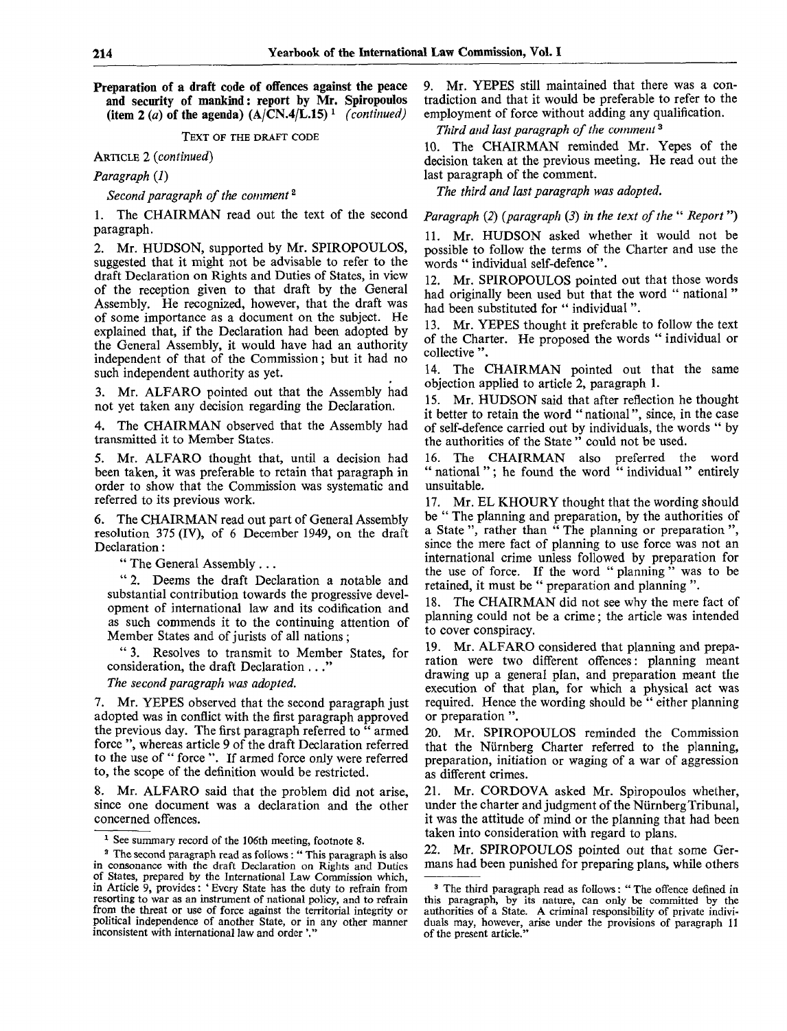**Preparation of a draft code of offences against the peace and security of mankind: report by Mr. Spiropoulos (item 2 (a) of the agenda) (A/CN.4/L.15)** [1] *(continued)*

TEXT OF THE DRAFT CODE

ARTICLE 2 *(continued)*

*Paragraph (1)*

*Second paragraph of the comment* [2]

1. The CHAIRMAN read out the text of the second paragraph.

2. Mr. HUDSON, supported by Mr. SPIROPOULOS, suggested that it might not be advisable to refer to the draft Declaration on Rights and Duties of States, in view of the reception given to that draft by the General Assembly. He recognized, however, that the draft was of some importance as a document on the subject. He explained that, if the Declaration had been adopted by the General Assembly, it would have had an authority independent of that of the Commission; but it had no such independent authority as yet.

3. Mr. ALFARO pointed out that the Assembly had not yet taken any decision regarding the Declaration.

4. The CHAIRMAN observed that the Assembly had transmitted it to Member States.

5. Mr. ALFARO thought that, until a decision had been taken, it was preferable to retain that paragraph in order to show that the Commission was systematic and referred to its previous work.

6. The CHAIRMAN read out part of General Assembly resolution 375 (IV), of 6 December 1949, on the draft Declaration:

" The General Assembly . . .

" 2. Deems the draft Declaration a notable and substantial contribution towards the progressive development of international law and its codification and as such commends it to the continuing attention of Member States and of jurists of all nations;

" 3. Resolves to transmit to Member States, for consideration, the draft Declaration . . ."

*The second paragraph was adopted.*

7. Mr. YEPES observed that the second paragraph just adopted was in conflict with the first paragraph approved the previous day. The first paragraph referred to " armed force ", whereas article 9 of the draft Declaration referred to the use of " force ". If armed force only were referred to, the scope of the definition would be restricted.

8. Mr. ALFARO said that the problem did not arise, since one document was a declaration and the other concerned offences.

9. Mr. YEPES still maintained that there was a contradiction and that it would be preferable to refer to the employment of force without adding any qualification.

*Third and last paragraph of the comment* [3]

10. The CHAIRMAN reminded Mr. Yepes of the decision taken at the previous meeting. He read out the last paragraph of the comment.

*The third and last paragraph was adopted.*

*Paragraph (2) (paragraph (3) in the text of the " Report ")*

11. Mr. HUDSON asked whether it would not be possible to follow the terms of the Charter and use the words " individual self-defence ".

12. Mr. SPIROPOULOS pointed out that those words had originally been used but that the word " national " had been substituted for " individual ".

13. Mr. YEPES thought it preferable to follow the text of the Charter. He proposed the words " individual or collective ".

14. The CHAIRMAN pointed out that the same objection applied to article 2, paragraph 1.

15. Mr. HUDSON said that after reflection he thought it better to retain the word " national ", since, in the case of self-defence carried out by individuals, the words " by the authorities of the State " could not be used.

16. The CHAIRMAN also preferred the word " national "; he found the word " individual " entirely unsuitable.

17. Mr. EL KHOURY thought that the wording should be " The planning and preparation, by the authorities of a State ", rather than " The planning or preparation ", since the mere fact of planning to use force was not an international crime unless followed by preparation for the use of force. If the word " planning " was to be retained, it must be " preparation and planning ".

18. The CHAIRMAN did not see why the mere fact of planning could not be a crime; the article was intended to cover conspiracy.

19. Mr. ALFARO considered that planning and preparation were two different offences: planning meant drawing up a general plan, and preparation meant the execution of that plan, for which a physical act was required. Hence the wording should be " either planning or preparation ".

20. Mr. SPIROPOULOS reminded the Commission that the Nürnberg Charter referred to the planning, preparation, initiation or waging of a war of aggression as different crimes.

21. Mr. CORDOVA asked Mr. Spiropoulos whether, under the charter and judgment of the Nürnberg Tribunal, it was the attitude of mind or the planning that had been taken into consideration with regard to plans.

22. Mr. SPIROPOULOS pointed out that some Germans had been punished for preparing plans, while others

---

[1] See summary record of the 106th meeting, footnote 8.

[2] The second paragraph read as follows: " This paragraph is also in consonance with the draft Declaration on Rights and Duties of States, prepared by the International Law Commission which, in Article 9, provides: ' Every State has the duty to refrain from resorting to war as an instrument of national policy, and to refrain from the threat or use of force against the territorial integrity or political independence of another State, or in any other manner inconsistent with international law and order '."

[3] The third paragraph read as follows: " The offence defined in this paragraph, by its nature, can only be committed by the authorities of a State. A criminal responsibility of private individuals may, however, arise under the provisions of paragraph 11 of the present article."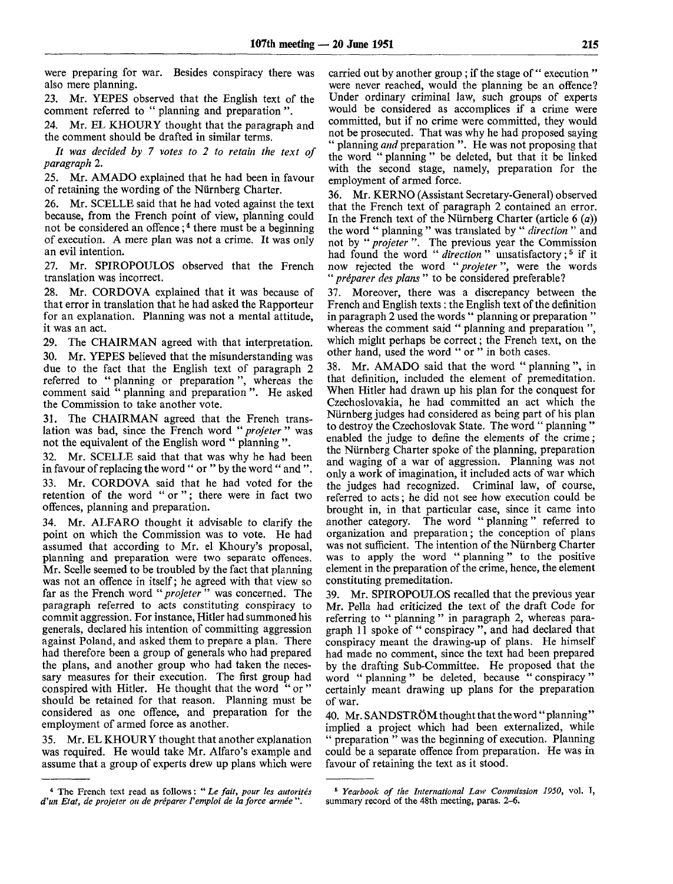were preparing for war. Besides conspiracy there was also mere planning.

23. Mr. YEPES observed that the English text of the comment referred to " planning and preparation ".

24. Mr. EL KHOURY thought that the paragraph and the comment should be drafted in similar terms.

*It was decided by 7 votes to 2 to retain the text of paragraph* 2.

25. Mr. AMADO explained that he had been in favour of retaining the wording of the Nürnberg Charter.

26. Mr. SCELLE said that he had voted against the text because, from the French point of view, planning could not be considered an offence;[4] there must be a beginning of execution. A mere plan was not a crime. It was only an evil intention.

27. Mr. SPIROPOULOS observed that the French translation was incorrect.

28. Mr. CORDOVA explained that it was because of that error in translation that he had asked the Rapporteur for an explanation. Planning was not a mental attitude, it was an act.

29. The CHAIRMAN agreed with that interpretation.

30. Mr. YEPES believed that the misunderstanding was due to the fact that the English text of paragraph 2 referred to " planning or preparation ", whereas the comment said " planning and preparation ". He asked the Commission to take another vote.

31. The CHAIRMAN agreed that the French translation was bad, since the French word "*projeter* " was not the equivalent of the English word " planning ".

32. Mr. SCELLE said that that was why he had been in favour of replacing the word " or " by the word " and ".

33. Mr. CORDOVA said that he had voted for the retention of the word " or "; there were in fact two offences, planning and preparation.

34. Mr. ALFARO thought it advisable to clarify the point on which the Commission was to vote. He had assumed that according to Mr. el Khoury's proposal, planning and preparation were two separate offences. Mr. Scelle seemed to be troubled by the fact that planning was not an offence in itself; he agreed with that view so far as the French word "*projeter* " was concerned. The paragraph referred to acts constituting conspiracy to commit aggression. For instance, Hitler had summoned his generals, declared his intention of committing aggression against Poland, and asked them to prepare a plan. There had therefore been a group of generals who had prepared the plans, and another group who had taken the necessary measures for their execution. The first group had conspired with Hitler. He thought that the word " or " should be retained for that reason. Planning must be considered as one offence, and preparation for the employment of armed force as another.

35. Mr. EL KHOURY thought that another explanation was required. He would take Mr. Alfaro's example and assume that a group of experts drew up plans which were carried out by another group; if the stage of " execution " were never reached, would the planning be an offence? Under ordinary criminal law, such groups of experts would be considered as accomplices if a crime were committed, but if no crime were committed, they would not be prosecuted. That was why he had proposed saying " planning *and* preparation ". He was not proposing that the word " planning " be deleted, but that it be linked with the second stage, namely, preparation for the employment of armed force.

36. Mr. KERNO (Assistant Secretary-General) observed that the French text of paragraph 2 contained an error. In the French text of the Nürnberg Charter (article 6 (*a*)) the word " planning " was translated by "*direction* " and not by "*projeter* ". The previous year the Commission had found the word "*direction* " unsatisfactory;[5] if it now rejected the word "*projeter* ", were the words "*préparer des plans* " to be considered preferable?

37. Moreover, there was a discrepancy between the French and English texts: the English text of the definition in paragraph 2 used the words " planning or preparation " whereas the comment said " planning and preparation ", which might perhaps be correct; the French text, on the other hand, used the word " or " in both cases.

38. Mr. AMADO said that the word " planning ", in that definition, included the element of premeditation. When Hitler had drawn up his plan for the conquest for Czechoslovakia, he had committed an act which the Nürnberg judges had considered as being part of his plan to destroy the Czechoslovak State. The word " planning " enabled the judge to define the elements of the crime; the Nürnberg Charter spoke of the planning, preparation and waging of a war of aggression. Planning was not only a work of imagination, it included acts of war which the judges had recognized. Criminal law, of course, referred to acts; he did not see how execution could be brought in, in that particular case, since it came into another category. The word " planning " referred to organization and preparation; the conception of plans was not sufficient. The intention of the Nürnberg Charter was to apply the word " planning " to the positive element in the preparation of the crime, hence, the element constituting premeditation.

39. Mr. SPIROPOULOS recalled that the previous year Mr. Pella had criticized the text of the draft Code for referring to " planning " in paragraph 2, whereas paragraph 11 spoke of " conspiracy ", and had declared that conspiracy meant the drawing-up of plans. He himself had made no comment, since the text had been prepared by the drafting Sub-Committee. He proposed that the word " planning " be deleted, because " conspiracy " certainly meant drawing up plans for the preparation of war.

40. Mr. SANDSTRÖM thought that the word " planning " implied a project which had been externalized, while " preparation " was the beginning of execution. Planning could be a separate offence from preparation. He was in favour of retaining the text as it stood.

---

[4] The French text read as follows: "*Le fait, pour les autorités d'un Etat, de projeter ou de préparer l'emploi de la force armée* ".

[5] *Yearbook of the International Law Commission 1950*, vol. I, summary record of the 48th meeting, paras. 2–6.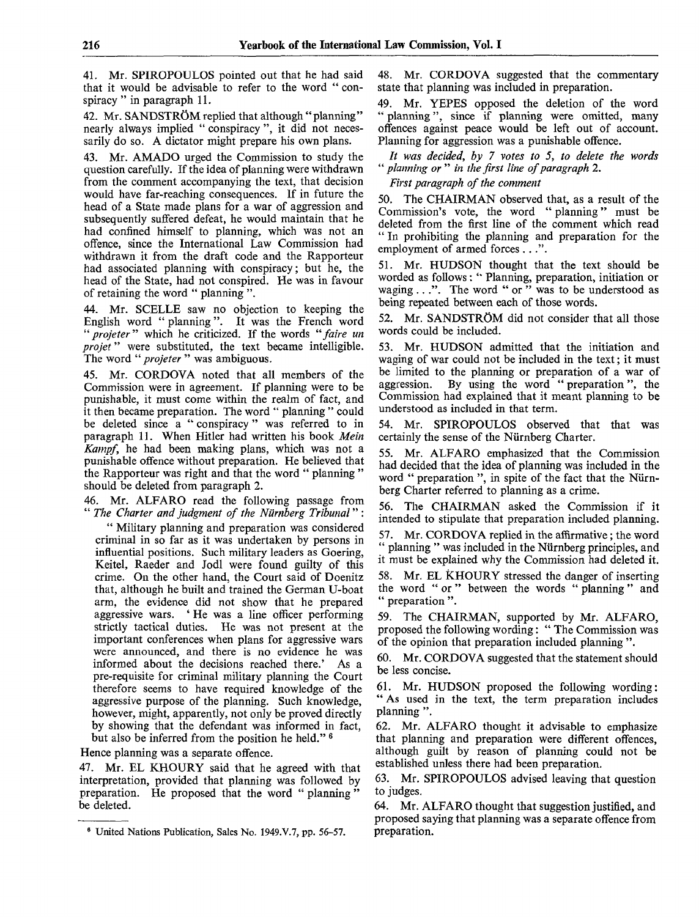41. Mr. SPIROPOULOS pointed out that he had said that it would be advisable to refer to the word " conspiracy " in paragraph 11.

42. Mr. SANDSTRÖM replied that although " planning " nearly always implied " conspiracy ", it did not necessarily do so. A dictator might prepare his own plans.

43. Mr. AMADO urged the Commission to study the question carefully. If the idea of planning were withdrawn from the comment accompanying the text, that decision would have far-reaching consequences. If in future the head of a State made plans for a war of aggression and subsequently suffered defeat, he would maintain that he had confined himself to planning, which was not an offence, since the International Law Commission had withdrawn it from the draft code and the Rapporteur had associated planning with conspiracy; but he, the head of the State, had not conspired. He was in favour of retaining the word " planning ".

44. Mr. SCELLE saw no objection to keeping the English word " planning ". It was the French word "*projeter*" which he criticized. If the words "*faire un projet*" were substituted, the text became intelligible. The word "*projeter*" was ambiguous.

45. Mr. CORDOVA noted that all members of the Commission were in agreement. If planning were to be punishable, it must come within the realm of fact, and it then became preparation. The word " planning " could be deleted since a " conspiracy " was referred to in paragraph 11. When Hitler had written his book *Mein Kampf*, he had been making plans, which was not a punishable offence without preparation. He believed that the Rapporteur was right and that the word " planning " should be deleted from paragraph 2.

46. Mr. ALFARO read the following passage from " *The Charter and judgment of the Nürnberg Tribunal* ":

> " Military planning and preparation was considered criminal in so far as it was undertaken by persons in influential positions. Such military leaders as Goering, Keitel, Raeder and Jodl were found guilty of this crime. On the other hand, the Court said of Doenitz that, although he built and trained the German U-boat arm, the evidence did not show that he prepared aggressive wars. ' He was a line officer performing strictly tactical duties. He was not present at the important conferences when plans for aggressive wars were announced, and there is no evidence he was informed about the decisions reached there.' As a pre-requisite for criminal military planning the Court therefore seems to have required knowledge of the aggressive purpose of the planning. Such knowledge, however, might, apparently, not only be proved directly by showing that the defendant was informed in fact, but also be inferred from the position he held." [6]

Hence planning was a separate offence.

47. Mr. EL KHOURY said that he agreed with that interpretation, provided that planning was followed by preparation. He proposed that the word " planning " be deleted.

48. Mr. CORDOVA suggested that the commentary state that planning was included in preparation.

49. Mr. YEPES opposed the deletion of the word " planning ", since if planning were omitted, many offences against peace would be left out of account. Planning for aggression was a punishable offence.

*It was decided, by 7 votes to 5, to delete the words " planning or " in the first line of paragraph 2.*

*First paragraph of the comment*

50. The CHAIRMAN observed that, as a result of the Commission's vote, the word " planning " must be deleted from the first line of the comment which read " In prohibiting the planning and preparation for the employment of armed forces . . .".

51. Mr. HUDSON thought that the text should be worded as follows : " Planning, preparation, initiation or waging . . .". The word " or " was to be understood as being repeated between each of those words.

52. Mr. SANDSTRÖM did not consider that all those words could be included.

53. Mr. HUDSON admitted that the initiation and waging of war could not be included in the text; it must be limited to the planning or preparation of a war of aggression. By using the word " preparation ", the Commission had explained that it meant planning to be understood as included in that term.

54. Mr. SPIROPOULOS observed that that was certainly the sense of the Nürnberg Charter.

55. Mr. ALFARO emphasized that the Commission had decided that the idea of planning was included in the word " preparation ", in spite of the fact that the Nürnberg Charter referred to planning as a crime.

56. The CHAIRMAN asked the Commission if it intended to stipulate that preparation included planning.

57. Mr. CORDOVA replied in the affirmative; the word " planning " was included in the Nürnberg principles, and it must be explained why the Commission had deleted it.

58. Mr. EL KHOURY stressed the danger of inserting the word " or " between the words " planning " and " preparation ".

59. The CHAIRMAN, supported by Mr. ALFARO, proposed the following wording: " The Commission was of the opinion that preparation included planning ".

60. Mr. CORDOVA suggested that the statement should be less concise.

61. Mr. HUDSON proposed the following wording: " As used in the text, the term preparation includes planning ".

62. Mr. ALFARO thought it advisable to emphasize that planning and preparation were different offences, although guilt by reason of planning could not be established unless there had been preparation.

63. Mr. SPIROPOULOS advised leaving that question to judges.

64. Mr. ALFARO thought that suggestion justified, and proposed saying that planning was a separate offence from preparation.

---

[6] United Nations Publication, Sales No. 1949.V.7, pp. 56–57.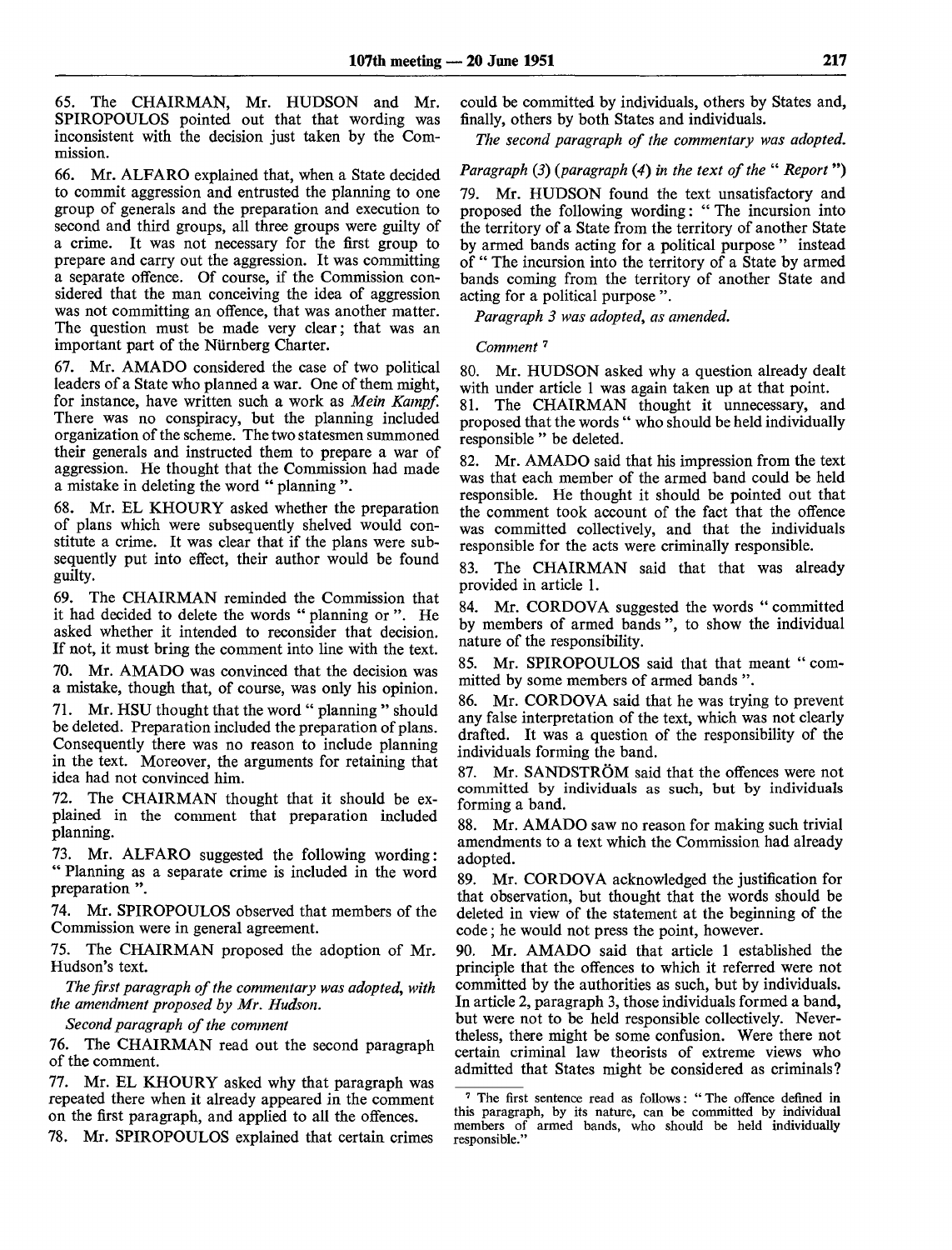65. The CHAIRMAN, Mr. HUDSON and Mr. SPIROPOULOS pointed out that that wording was inconsistent with the decision just taken by the Commission.

66. Mr. ALFARO explained that, when a State decided to commit aggression and entrusted the planning to one group of generals and the preparation and execution to second and third groups, all three groups were guilty of a crime. It was not necessary for the first group to prepare and carry out the aggression. It was committing a separate offence. Of course, if the Commission considered that the man conceiving the idea of aggression was not committing an offence, that was another matter. The question must be made very clear; that was an important part of the Nürnberg Charter.

67. Mr. AMADO considered the case of two political leaders of a State who planned a war. One of them might, for instance, have written such a work as *Mein Kampf.* There was no conspiracy, but the planning included organization of the scheme. The two statesmen summoned their generals and instructed them to prepare a war of aggression. He thought that the Commission had made a mistake in deleting the word " planning ".

68. Mr. EL KHOURY asked whether the preparation of plans which were subsequently shelved would constitute a crime. It was clear that if the plans were subsequently put into effect, their author would be found guilty.

69. The CHAIRMAN reminded the Commission that it had decided to delete the words " planning or ". He asked whether it intended to reconsider that decision. If not, it must bring the comment into line with the text.

70. Mr. AMADO was convinced that the decision was a mistake, though that, of course, was only his opinion.

71. Mr. HSU thought that the word " planning " should be deleted. Preparation included the preparation of plans. Consequently there was no reason to include planning in the text. Moreover, the arguments for retaining that idea had not convinced him.

72. The CHAIRMAN thought that it should be explained in the comment that preparation included planning.

73. Mr. ALFARO suggested the following wording: " Planning as a separate crime is included in the word preparation ".

74. Mr. SPIROPOULOS observed that members of the Commission were in general agreement.

75. The CHAIRMAN proposed the adoption of Mr. Hudson's text.

*The first paragraph of the commentary was adopted, with the amendment proposed by Mr. Hudson.*

*Second paragraph of the comment*

76. The CHAIRMAN read out the second paragraph of the comment.

77. Mr. EL KHOURY asked why that paragraph was repeated there when it already appeared in the comment on the first paragraph, and applied to all the offences.

78. Mr. SPIROPOULOS explained that certain crimes could be committed by individuals, others by States and, finally, others by both States and individuals.

*The second paragraph of the commentary was adopted.*

*Paragraph (3) (paragraph (4) in the text of the " Report ")*

79. Mr. HUDSON found the text unsatisfactory and proposed the following wording: " The incursion into the territory of a State from the territory of another State by armed bands acting for a political purpose " instead of " The incursion into the territory of a State by armed bands coming from the territory of another State and acting for a political purpose ".

*Paragraph 3 was adopted, as amended.*

*Comment* [7]

80. Mr. HUDSON asked why a question already dealt with under article 1 was again taken up at that point.

81. The CHAIRMAN thought it unnecessary, and proposed that the words " who should be held individually responsible " be deleted.

82. Mr. AMADO said that his impression from the text was that each member of the armed band could be held responsible. He thought it should be pointed out that the comment took account of the fact that the offence was committed collectively, and that the individuals responsible for the acts were criminally responsible.

83. The CHAIRMAN said that that was already provided in article 1.

84. Mr. CORDOVA suggested the words " committed by members of armed bands ", to show the individual nature of the responsibility.

85. Mr. SPIROPOULOS said that that meant " committed by some members of armed bands ".

86. Mr. CORDOVA said that he was trying to prevent any false interpretation of the text, which was not clearly drafted. It was a question of the responsibility of the individuals forming the band.

87. Mr. SANDSTRÖM said that the offences were not committed by individuals as such, but by individuals forming a band.

88. Mr. AMADO saw no reason for making such trivial amendments to a text which the Commission had already adopted.

89. Mr. CORDOVA acknowledged the justification for that observation, but thought that the words should be deleted in view of the statement at the beginning of the code; he would not press the point, however.

90. Mr. AMADO said that article 1 established the principle that the offences to which it referred were not committed by the authorities as such, but by individuals. In article 2, paragraph 3, those individuals formed a band, but were not to be held responsible collectively. Nevertheless, there might be some confusion. Were there not certain criminal law theorists of extreme views who admitted that States might be considered as criminals?

[7] The first sentence read as follows: " The offence defined in this paragraph, by its nature, can be committed by individual members of armed bands, who should be held individually responsible."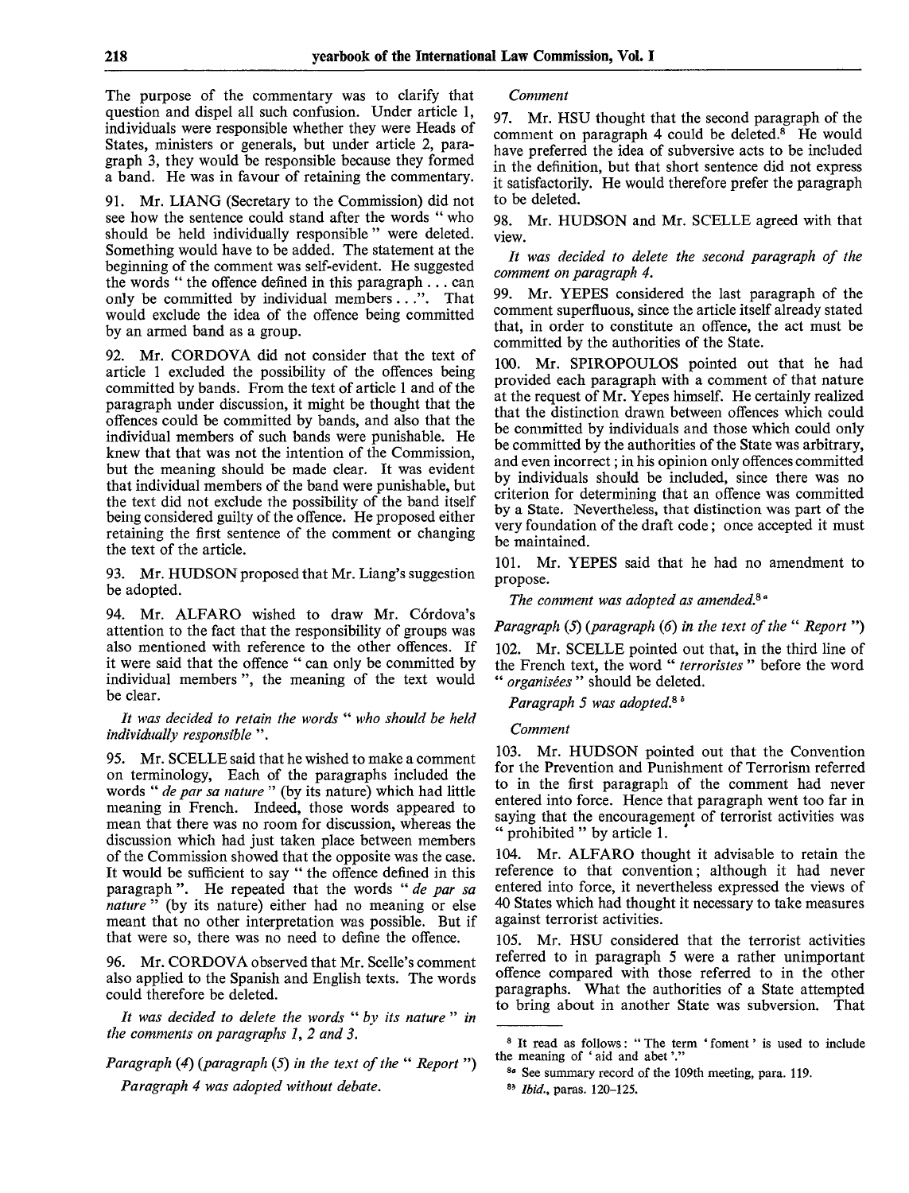The purpose of the commentary was to clarify that question and dispel all such confusion. Under article 1, individuals were responsible whether they were Heads of States, ministers or generals, but under article 2, paragraph 3, they would be responsible because they formed a band. He was in favour of retaining the commentary.

91. Mr. LIANG (Secretary to the Commission) did not see how the sentence could stand after the words " who should be held individually responsible " were deleted. Something would have to be added. The statement at the beginning of the comment was self-evident. He suggested the words " the offence defined in this paragraph . . . can only be committed by individual members . . .". That would exclude the idea of the offence being committed by an armed band as a group.

92. Mr. CORDOVA did not consider that the text of article 1 excluded the possibility of the offences being committed by bands. From the text of article 1 and of the paragraph under discussion, it might be thought that the offences could be committed by bands, and also that the individual members of such bands were punishable. He knew that that was not the intention of the Commission, but the meaning should be made clear. It was evident that individual members of the band were punishable, but the text did not exclude the possibility of the band itself being considered guilty of the offence. He proposed either retaining the first sentence of the comment or changing the text of the article.

93. Mr. HUDSON proposed that Mr. Liang's suggestion be adopted.

94. Mr. ALFARO wished to draw Mr. Córdova's attention to the fact that the responsibility of groups was also mentioned with reference to the other offences. If it were said that the offence " can only be committed by individual members ", the meaning of the text would be clear.

*It was decided to retain the words " who should be held individually responsible ".*

95. Mr. SCELLE said that he wished to make a comment on terminology, Each of the paragraphs included the words " *de par sa nature* " (by its nature) which had little meaning in French. Indeed, those words appeared to mean that there was no room for discussion, whereas the discussion which had just taken place between members of the Commission showed that the opposite was the case. It would be sufficient to say " the offence defined in this paragraph ". He repeated that the words " *de par sa nature* " (by its nature) either had no meaning or else meant that no other interpretation was possible. But if that were so, there was no need to define the offence.

96. Mr. CORDOVA observed that Mr. Scelle's comment also applied to the Spanish and English texts. The words could therefore be deleted.

*It was decided to delete the words " by its nature " in the comments on paragraphs 1, 2 and 3.*

*Paragraph (4) (paragraph (5) in the text of the " Report ")*

*Paragraph 4 was adopted without debate.*

*Comment*

97. Mr. HSU thought that the second paragraph of the comment on paragraph 4 could be deleted.[8] He would have preferred the idea of subversive acts to be included in the definition, but that short sentence did not express it satisfactorily. He would therefore prefer the paragraph to be deleted.

98. Mr. HUDSON and Mr. SCELLE agreed with that view.

*It was decided to delete the second paragraph of the comment on paragraph 4.*

99. Mr. YEPES considered the last paragraph of the comment superfluous, since the article itself already stated that, in order to constitute an offence, the act must be committed by the authorities of the State.

100. Mr. SPIROPOULOS pointed out that he had provided each paragraph with a comment of that nature at the request of Mr. Yepes himself. He certainly realized that the distinction drawn between offences which could be committed by individuals and those which could only be committed by the authorities of the State was arbitrary, and even incorrect; in his opinion only offences committed by individuals should be included, since there was no criterion for determining that an offence was committed by a State. Nevertheless, that distinction was part of the very foundation of the draft code; once accepted it must be maintained.

101. Mr. YEPES said that he had no amendment to propose.

*The comment was adopted as amended.*[8a]

*Paragraph (5) (paragraph (6) in the text of the " Report ")*

102. Mr. SCELLE pointed out that, in the third line of the French text, the word " *terroristes* " before the word " *organisées* " should be deleted.

*Paragraph 5 was adopted.*[8b]

*Comment*

103. Mr. HUDSON pointed out that the Convention for the Prevention and Punishment of Terrorism referred to in the first paragraph of the comment had never entered into force. Hence that paragraph went too far in saying that the encouragement of terrorist activities was " prohibited " by article 1.

104. Mr. ALFARO thought it advisable to retain the reference to that convention; although it had never entered into force, it nevertheless expressed the views of 40 States which had thought it necessary to take measures against terrorist activities.

105. Mr. HSU considered that the terrorist activities referred to in paragraph 5 were a rather unimportant offence compared with those referred to in the other paragraphs. What the authorities of a State attempted to bring about in another State was subversion. That

---

[8] It read as follows: " The term ' foment ' is used to include the meaning of ' aid and abet '."

[8a] See summary record of the 109th meeting, para. 119.

[8b] *Ibid.*, paras. 120–125.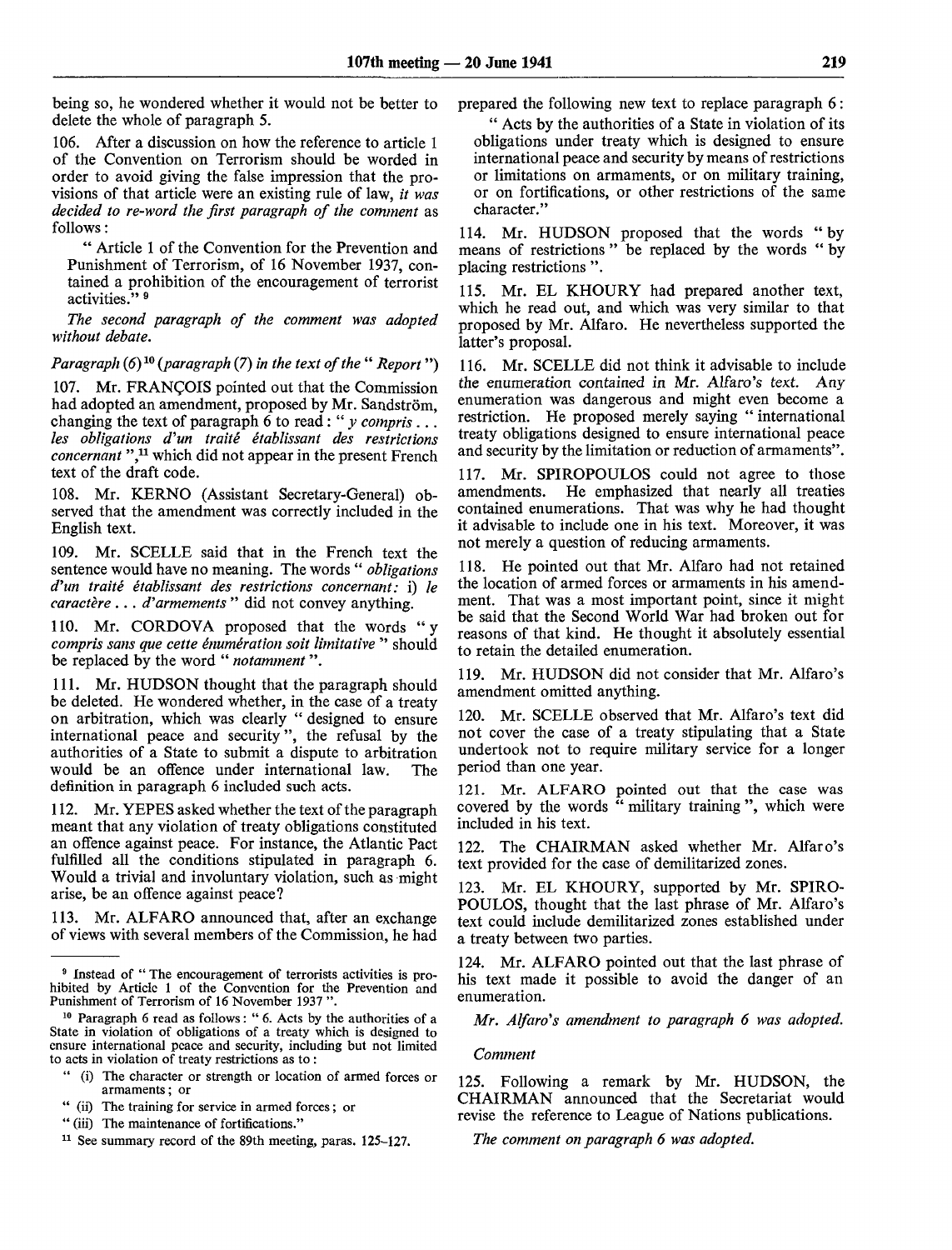being so, he wondered whether it would not be better to delete the whole of paragraph 5.

106. After a discussion on how the reference to article 1 of the Convention on Terrorism should be worded in order to avoid giving the false impression that the provisions of that article were an existing rule of law, *it was decided to re-word the first paragraph of the comment* as follows:

"Article 1 of the Convention for the Prevention and Punishment of Terrorism, of 16 November 1937, contained a prohibition of the encouragement of terrorist activities." [9]

*The second paragraph of the comment was adopted without debate.*

*Paragraph (6)* [10] *(paragraph (7) in the text of the "Report")*

107. Mr. FRANÇOIS pointed out that the Commission had adopted an amendment, proposed by Mr. Sandström, changing the text of paragraph 6 to read: "*y compris . . . les obligations d'un traité établissant des restrictions concernant*", [11] which did not appear in the present French text of the draft code.

108. Mr. KERNO (Assistant Secretary-General) observed that the amendment was correctly included in the English text.

109. Mr. SCELLE said that in the French text the sentence would have no meaning. The words "*obligations d'un traité établissant des restrictions concernant:* i) *le caractère . . . d'armements*" did not convey anything.

110. Mr. CORDOVA proposed that the words "*y compris sans que cette énumération soit limitative*" should be replaced by the word "*notamment*".

111. Mr. HUDSON thought that the paragraph should be deleted. He wondered whether, in the case of a treaty on arbitration, which was clearly "designed to ensure international peace and security", the refusal by the authorities of a State to submit a dispute to arbitration would be an offence under international law. The definition in paragraph 6 included such acts.

112. Mr. YEPES asked whether the text of the paragraph meant that any violation of treaty obligations constituted an offence against peace. For instance, the Atlantic Pact fulfilled all the conditions stipulated in paragraph 6. Would a trivial and involuntary violation, such as might arise, be an offence against peace?

113. Mr. ALFARO announced that, after an exchange of views with several members of the Commission, he had prepared the following new text to replace paragraph 6:

"Acts by the authorities of a State in violation of its obligations under treaty which is designed to ensure international peace and security by means of restrictions or limitations on armaments, or on military training, or on fortifications, or other restrictions of the same character."

114. Mr. HUDSON proposed that the words "by means of restrictions" be replaced by the words "by placing restrictions".

115. Mr. EL KHOURY had prepared another text, which he read out, and which was very similar to that proposed by Mr. Alfaro. He nevertheless supported the latter's proposal.

116. Mr. SCELLE did not think it advisable to include the enumeration contained in Mr. Alfaro's text. Any enumeration was dangerous and might even become a restriction. He proposed merely saying "international treaty obligations designed to ensure international peace and security by the limitation or reduction of armaments".

117. Mr. SPIROPOULOS could not agree to those amendments. He emphasized that nearly all treaties contained enumerations. That was why he had thought it advisable to include one in his text. Moreover, it was not merely a question of reducing armaments.

118. He pointed out that Mr. Alfaro had not retained the location of armed forces or armaments in his amendment. That was a most important point, since it might be said that the Second World War had broken out for reasons of that kind. He thought it absolutely essential to retain the detailed enumeration.

119. Mr. HUDSON did not consider that Mr. Alfaro's amendment omitted anything.

120. Mr. SCELLE observed that Mr. Alfaro's text did not cover the case of a treaty stipulating that a State undertook not to require military service for a longer period than one year.

121. Mr. ALFARO pointed out that the case was covered by the words "military training", which were included in his text.

122. The CHAIRMAN asked whether Mr. Alfaro's text provided for the case of demilitarized zones.

123. Mr. EL KHOURY, supported by Mr. SPIROPOULOS, thought that the last phrase of Mr. Alfaro's text could include demilitarized zones established under a treaty between two parties.

124. Mr. ALFARO pointed out that the last phrase of his text made it possible to avoid the danger of an enumeration.

*Mr. Alfaro's amendment to paragraph 6 was adopted.*

*Comment*

125. Following a remark by Mr. HUDSON, the CHAIRMAN announced that the Secretariat would revise the reference to League of Nations publications.

*The comment on paragraph 6 was adopted.*

---

[9] Instead of "The encouragement of terrorists activities is prohibited by Article 1 of the Convention for the Prevention and Punishment of Terrorism of 16 November 1937".

[10] Paragraph 6 read as follows: "6. Acts by the authorities of a State in violation of obligations of a treaty which is designed to ensure international peace and security, including but not limited to acts in violation of treaty restrictions as to:

"(i) The character or strength or location of armed forces or armaments; or

"(ii) The training for service in armed forces; or

"(iii) The maintenance of fortifications."

[11] See summary record of the 89th meeting, paras. 125–127.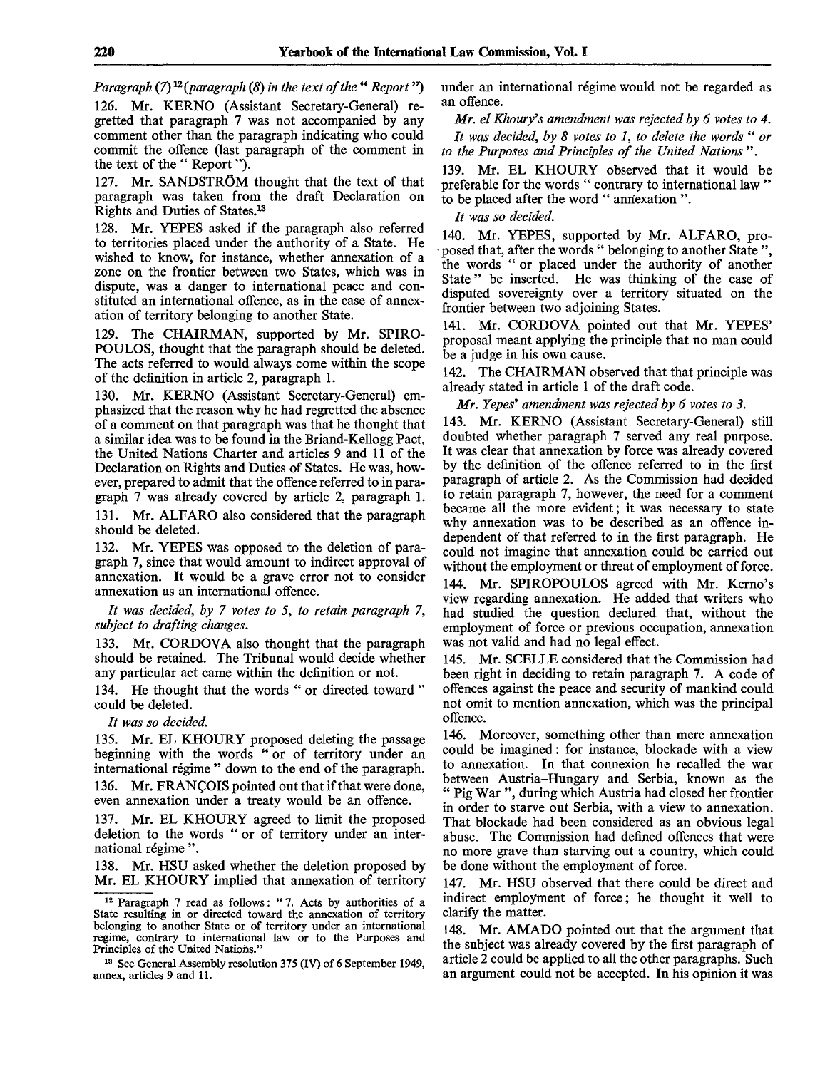*Paragraph (7)* [12] *(paragraph (8) in the text of the " Report ")*

126. Mr. KERNO (Assistant Secretary-General) regretted that paragraph 7 was not accompanied by any comment other than the paragraph indicating who could commit the offence (last paragraph of the comment in the text of the " Report ").

127. Mr. SANDSTRÖM thought that the text of that paragraph was taken from the draft Declaration on Rights and Duties of States.[13]

128. Mr. YEPES asked if the paragraph also referred to territories placed under the authority of a State. He wished to know, for instance, whether annexation of a zone on the frontier between two States, which was in dispute, was a danger to international peace and constituted an international offence, as in the case of annexation of territory belonging to another State.

129. The CHAIRMAN, supported by Mr. SPIROPOULOS, thought that the paragraph should be deleted. The acts referred to would always come within the scope of the definition in article 2, paragraph 1.

130. Mr. KERNO (Assistant Secretary-General) emphasized that the reason why he had regretted the absence of a comment on that paragraph was that he thought that a similar idea was to be found in the Briand-Kellogg Pact, the United Nations Charter and articles 9 and 11 of the Declaration on Rights and Duties of States. He was, however, prepared to admit that the offence referred to in paragraph 7 was already covered by article 2, paragraph 1.

131. Mr. ALFARO also considered that the paragraph should be deleted.

132. Mr. YEPES was opposed to the deletion of paragraph 7, since that would amount to indirect approval of annexation. It would be a grave error not to consider annexation as an international offence.

*It was decided, by 7 votes to 5, to retain paragraph 7, subject to drafting changes.*

133. Mr. CORDOVA also thought that the paragraph should be retained. The Tribunal would decide whether any particular act came within the definition or not.

134. He thought that the words " or directed toward " could be deleted.

*It was so decided.*

135. Mr. EL KHOURY proposed deleting the passage beginning with the words " or of territory under an international régime " down to the end of the paragraph.

136. Mr. FRANÇOIS pointed out that if that were done, even annexation under a treaty would be an offence.

137. Mr. EL KHOURY agreed to limit the proposed deletion to the words " or of territory under an international régime ".

138. Mr. HSU asked whether the deletion proposed by Mr. EL KHOURY implied that annexation of territory under an international régime would not be regarded as an offence.

*Mr. el Khoury's amendment was rejected by 6 votes to 4.*

*It was decided, by 8 votes to 1, to delete the words " or to the Purposes and Principles of the United Nations ".*

139. Mr. EL KHOURY observed that it would be preferable for the words " contrary to international law " to be placed after the word " annexation ".

*It was so decided.*

140. Mr. YEPES, supported by Mr. ALFARO, proposed that, after the words " belonging to another State ", the words " or placed under the authority of another State " be inserted. He was thinking of the case of disputed sovereignty over a territory situated on the frontier between two adjoining States.

141. Mr. CORDOVA pointed out that Mr. YEPES' proposal meant applying the principle that no man could be a judge in his own cause.

142. The CHAIRMAN observed that that principle was already stated in article 1 of the draft code.

*Mr. Yepes' amendment was rejected by 6 votes to 3.*

143. Mr. KERNO (Assistant Secretary-General) still doubted whether paragraph 7 served any real purpose. It was clear that annexation by force was already covered by the definition of the offence referred to in the first paragraph of article 2. As the Commission had decided to retain paragraph 7, however, the need for a comment became all the more evident; it was necessary to state why annexation was to be described as an offence independent of that referred to in the first paragraph. He could not imagine that annexation could be carried out without the employment or threat of employment of force.

144. Mr. SPIROPOULOS agreed with Mr. Kerno's view regarding annexation. He added that writers who had studied the question declared that, without the employment of force or previous occupation, annexation was not valid and had no legal effect.

145. Mr. SCELLE considered that the Commission had been right in deciding to retain paragraph 7. A code of offences against the peace and security of mankind could not omit to mention annexation, which was the principal offence.

146. Moreover, something other than mere annexation could be imagined: for instance, blockade with a view to annexation. In that connexion he recalled the war between Austria-Hungary and Serbia, known as the " Pig War ", during which Austria had closed her frontier in order to starve out Serbia, with a view to annexation. That blockade had been considered as an obvious legal abuse. The Commission had defined offences that were no more grave than starving out a country, which could be done without the employment of force.

147. Mr. HSU observed that there could be direct and indirect employment of force; he thought it well to clarify the matter.

148. Mr. AMADO pointed out that the argument that the subject was already covered by the first paragraph of article 2 could be applied to all the other paragraphs. Such an argument could not be accepted. In his opinion it was

---

[12] Paragraph 7 read as follows: " 7. Acts by authorities of a State resulting in or directed toward the annexation of territory belonging to another State or of territory under an international régime, contrary to international law or to the Purposes and Principles of the United Nations."

[13] See General Assembly resolution 375 (IV) of 6 September 1949, annex, articles 9 and 11.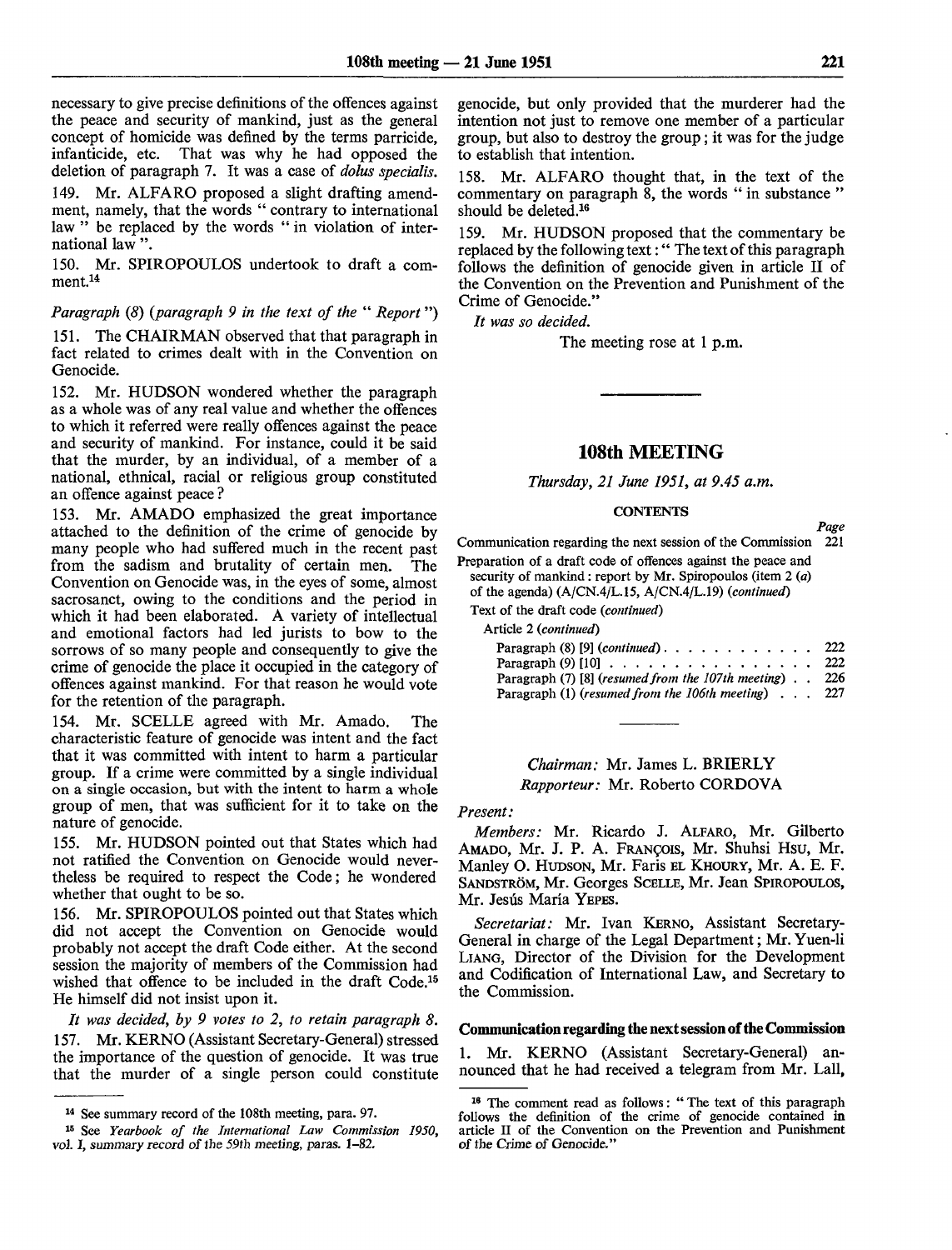necessary to give precise definitions of the offences against the peace and security of mankind, just as the general concept of homicide was defined by the terms parricide, infanticide, etc. That was why he had opposed the deletion of paragraph 7. It was a case of *dolus specialis.*

149. Mr. ALFARO proposed a slight drafting amendment, namely, that the words " contrary to international law " be replaced by the words " in violation of international law ".

150. Mr. SPIROPOULOS undertook to draft a comment.[14]

*Paragraph (8) (paragraph 9 in the text of the " Report ")*

151. The CHAIRMAN observed that that paragraph in fact related to crimes dealt with in the Convention on Genocide.

152. Mr. HUDSON wondered whether the paragraph as a whole was of any real value and whether the offences to which it referred were really offences against the peace and security of mankind. For instance, could it be said that the murder, by an individual, of a member of a national, ethnical, racial or religious group constituted an offence against peace?

153. Mr. AMADO emphasized the great importance attached to the definition of the crime of genocide by many people who had suffered much in the recent past from the sadism and brutality of certain men. The Convention on Genocide was, in the eyes of some, almost sacrosanct, owing to the conditions and the period in which it had been elaborated. A variety of intellectual and emotional factors had led jurists to bow to the sorrows of so many people and consequently to give the crime of genocide the place it occupied in the category of offences against mankind. For that reason he would vote for the retention of the paragraph.

154. Mr. SCELLE agreed with Mr. Amado. The characteristic feature of genocide was intent and the fact that it was committed with intent to harm a particular group. If a crime were committed by a single individual on a single occasion, but with the intent to harm a whole group of men, that was sufficient for it to take on the nature of genocide.

155. Mr. HUDSON pointed out that States which had not ratified the Convention on Genocide would nevertheless be required to respect the Code; he wondered whether that ought to be so.

156. Mr. SPIROPOULOS pointed out that States which did not accept the Convention on Genocide would probably not accept the draft Code either. At the second session the majority of members of the Commission had wished that offence to be included in the draft Code.[15] He himself did not insist upon it.

*It was decided, by 9 votes to 2, to retain paragraph 8.*

157. Mr. KERNO (Assistant Secretary-General) stressed the importance of the question of genocide. It was true that the murder of a single person could constitute genocide, but only provided that the murderer had the intention not just to remove one member of a particular group, but also to destroy the group; it was for the judge to establish that intention.

158. Mr. ALFARO thought that, in the text of the commentary on paragraph 8, the words " in substance " should be deleted.[16]

159. Mr. HUDSON proposed that the commentary be replaced by the following text: " The text of this paragraph follows the definition of genocide given in article II of the Convention on the Prevention and Punishment of the Crime of Genocide."

*It was so decided.*

The meeting rose at 1 p.m.

[14] See summary record of the 108th meeting, para. 97.

[15] See *Yearbook of the International Law Commission 1950, vol. I, summary record of the 59th meeting, paras. 1–82.*

[16] The comment read as follows: " The text of this paragraph follows the definition of the crime of genocide contained in article II of the Convention on the Prevention and Punishment of the Crime of Genocide."

## 108th MEETING

*Thursday, 21 June 1951, at 9.45 a.m.*

### CONTENTS

| | Page |
|---|---|
| Communication regarding the next session of the Commission | 221 |
| Preparation of a draft code of offences against the peace and security of mankind: report by Mr. Spiropoulos (item 2 (*a*) of the agenda) (A/CN.4/L.15, A/CN.4/L.19) (*continued*) | |
| Text of the draft code (*continued*) | |
| Article 2 (*continued*) | |
| Paragraph (8) [9] (*continued*) | 222 |
| Paragraph (9) [10] | 222 |
| Paragraph (7) [8] (*resumed from the 107th meeting*) | 226 |
| Paragraph (1) (*resumed from the 106th meeting*) | 227 |

*Chairman:* Mr. James L. BRIERLY
*Rapporteur:* Mr. Roberto CORDOVA

*Present:*

*Members:* Mr. Ricardo J. ALFARO, Mr. Gilberto AMADO, Mr. J. P. A. FRANÇOIS, Mr. Shuhsi HSU, Mr. Manley O. HUDSON, Mr. Faris EL KHOURY, Mr. A. E. F. SANDSTRÖM, Mr. Georges SCELLE, Mr. Jean SPIROPOULOS, Mr. Jesús María YEPES.

*Secretariat:* Mr. Ivan KERNO, Assistant Secretary-General in charge of the Legal Department; Mr. Yuen-li LIANG, Director of the Division for the Development and Codification of International Law, and Secretary to the Commission.

### Communication regarding the next session of the Commission

1. Mr. KERNO (Assistant Secretary-General) announced that he had received a telegram from Mr. Lall,